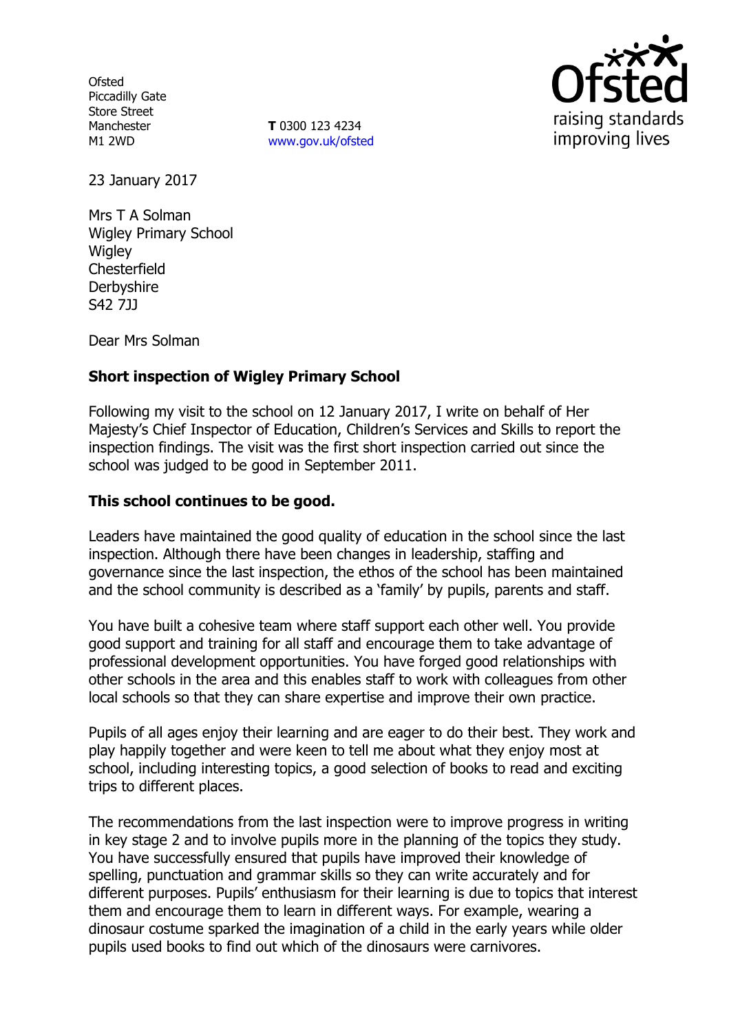Ofsted
Piccadilly Gate
Store Street
Manchester
M1 2WD

**T** 0300 123 4234
www.gov.uk/ofsted

23 January 2017

Mrs T A Solman
Wigley Primary School
Wigley
Chesterfield
Derbyshire
S42 7JJ

Dear Mrs Solman

**Short inspection of Wigley Primary School**

Following my visit to the school on 12 January 2017, I write on behalf of Her Majesty's Chief Inspector of Education, Children's Services and Skills to report the inspection findings. The visit was the first short inspection carried out since the school was judged to be good in September 2011.

**This school continues to be good.**

Leaders have maintained the good quality of education in the school since the last inspection. Although there have been changes in leadership, staffing and governance since the last inspection, the ethos of the school has been maintained and the school community is described as a 'family' by pupils, parents and staff.

You have built a cohesive team where staff support each other well. You provide good support and training for all staff and encourage them to take advantage of professional development opportunities. You have forged good relationships with other schools in the area and this enables staff to work with colleagues from other local schools so that they can share expertise and improve their own practice.

Pupils of all ages enjoy their learning and are eager to do their best. They work and play happily together and were keen to tell me about what they enjoy most at school, including interesting topics, a good selection of books to read and exciting trips to different places.

The recommendations from the last inspection were to improve progress in writing in key stage 2 and to involve pupils more in the planning of the topics they study. You have successfully ensured that pupils have improved their knowledge of spelling, punctuation and grammar skills so they can write accurately and for different purposes. Pupils' enthusiasm for their learning is due to topics that interest them and encourage them to learn in different ways. For example, wearing a dinosaur costume sparked the imagination of a child in the early years while older pupils used books to find out which of the dinosaurs were carnivores.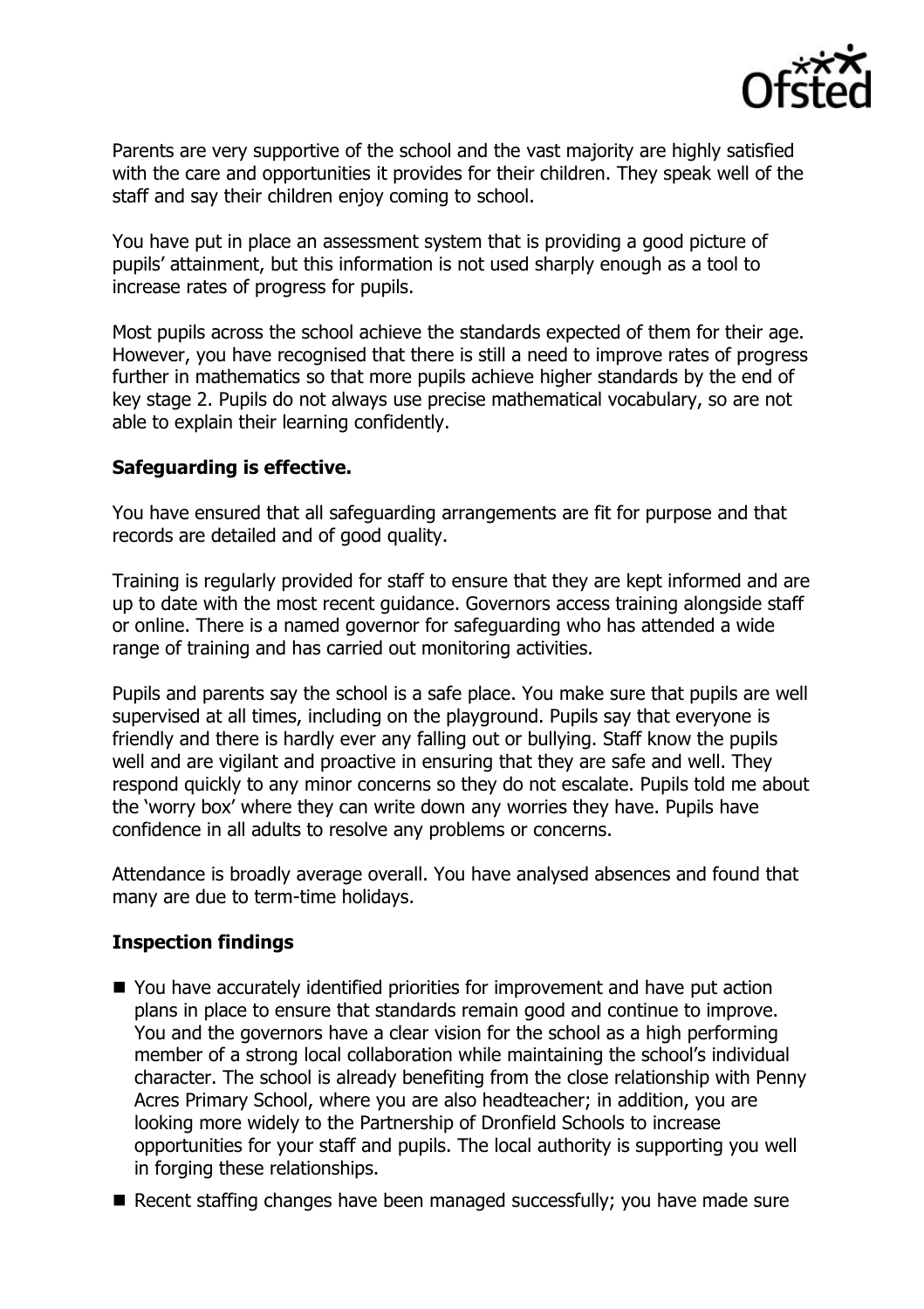Parents are very supportive of the school and the vast majority are highly satisfied with the care and opportunities it provides for their children. They speak well of the staff and say their children enjoy coming to school.

You have put in place an assessment system that is providing a good picture of pupils' attainment, but this information is not used sharply enough as a tool to increase rates of progress for pupils.

Most pupils across the school achieve the standards expected of them for their age. However, you have recognised that there is still a need to improve rates of progress further in mathematics so that more pupils achieve higher standards by the end of key stage 2. Pupils do not always use precise mathematical vocabulary, so are not able to explain their learning confidently.

**Safeguarding is effective.**

You have ensured that all safeguarding arrangements are fit for purpose and that records are detailed and of good quality.

Training is regularly provided for staff to ensure that they are kept informed and are up to date with the most recent guidance. Governors access training alongside staff or online. There is a named governor for safeguarding who has attended a wide range of training and has carried out monitoring activities.

Pupils and parents say the school is a safe place. You make sure that pupils are well supervised at all times, including on the playground. Pupils say that everyone is friendly and there is hardly ever any falling out or bullying. Staff know the pupils well and are vigilant and proactive in ensuring that they are safe and well. They respond quickly to any minor concerns so they do not escalate. Pupils told me about the 'worry box' where they can write down any worries they have. Pupils have confidence in all adults to resolve any problems or concerns.

Attendance is broadly average overall. You have analysed absences and found that many are due to term-time holidays.

**Inspection findings**

- You have accurately identified priorities for improvement and have put action plans in place to ensure that standards remain good and continue to improve. You and the governors have a clear vision for the school as a high performing member of a strong local collaboration while maintaining the school's individual character. The school is already benefiting from the close relationship with Penny Acres Primary School, where you are also headteacher; in addition, you are looking more widely to the Partnership of Dronfield Schools to increase opportunities for your staff and pupils. The local authority is supporting you well in forging these relationships.
- Recent staffing changes have been managed successfully; you have made sure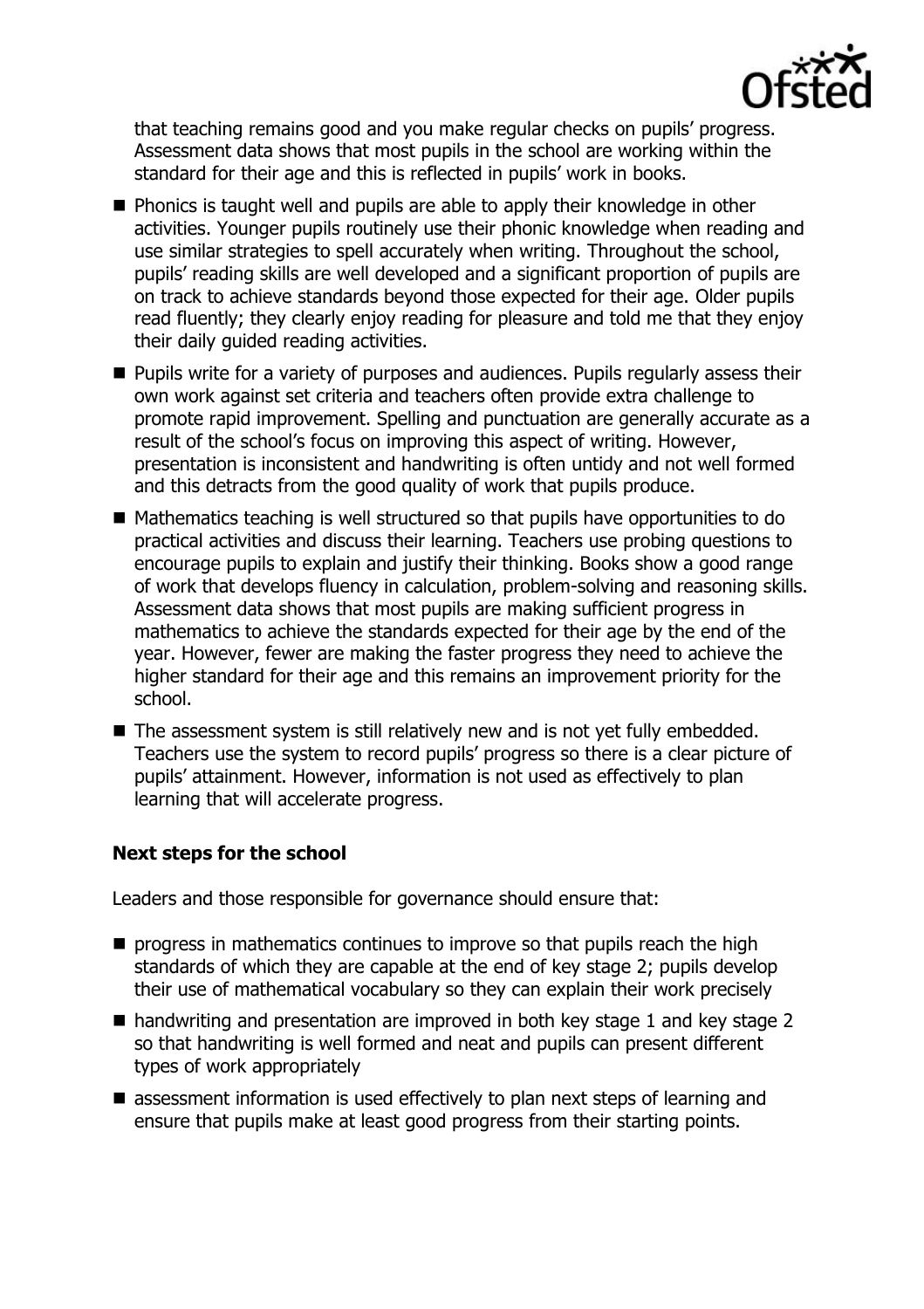that teaching remains good and you make regular checks on pupils' progress. Assessment data shows that most pupils in the school are working within the standard for their age and this is reflected in pupils' work in books.

- Phonics is taught well and pupils are able to apply their knowledge in other activities. Younger pupils routinely use their phonic knowledge when reading and use similar strategies to spell accurately when writing. Throughout the school, pupils' reading skills are well developed and a significant proportion of pupils are on track to achieve standards beyond those expected for their age. Older pupils read fluently; they clearly enjoy reading for pleasure and told me that they enjoy their daily guided reading activities.
- Pupils write for a variety of purposes and audiences. Pupils regularly assess their own work against set criteria and teachers often provide extra challenge to promote rapid improvement. Spelling and punctuation are generally accurate as a result of the school's focus on improving this aspect of writing. However, presentation is inconsistent and handwriting is often untidy and not well formed and this detracts from the good quality of work that pupils produce.
- Mathematics teaching is well structured so that pupils have opportunities to do practical activities and discuss their learning. Teachers use probing questions to encourage pupils to explain and justify their thinking. Books show a good range of work that develops fluency in calculation, problem-solving and reasoning skills. Assessment data shows that most pupils are making sufficient progress in mathematics to achieve the standards expected for their age by the end of the year. However, fewer are making the faster progress they need to achieve the higher standard for their age and this remains an improvement priority for the school.
- The assessment system is still relatively new and is not yet fully embedded. Teachers use the system to record pupils' progress so there is a clear picture of pupils' attainment. However, information is not used as effectively to plan learning that will accelerate progress.

### Next steps for the school

Leaders and those responsible for governance should ensure that:

- progress in mathematics continues to improve so that pupils reach the high standards of which they are capable at the end of key stage 2; pupils develop their use of mathematical vocabulary so they can explain their work precisely
- handwriting and presentation are improved in both key stage 1 and key stage 2 so that handwriting is well formed and neat and pupils can present different types of work appropriately
- assessment information is used effectively to plan next steps of learning and ensure that pupils make at least good progress from their starting points.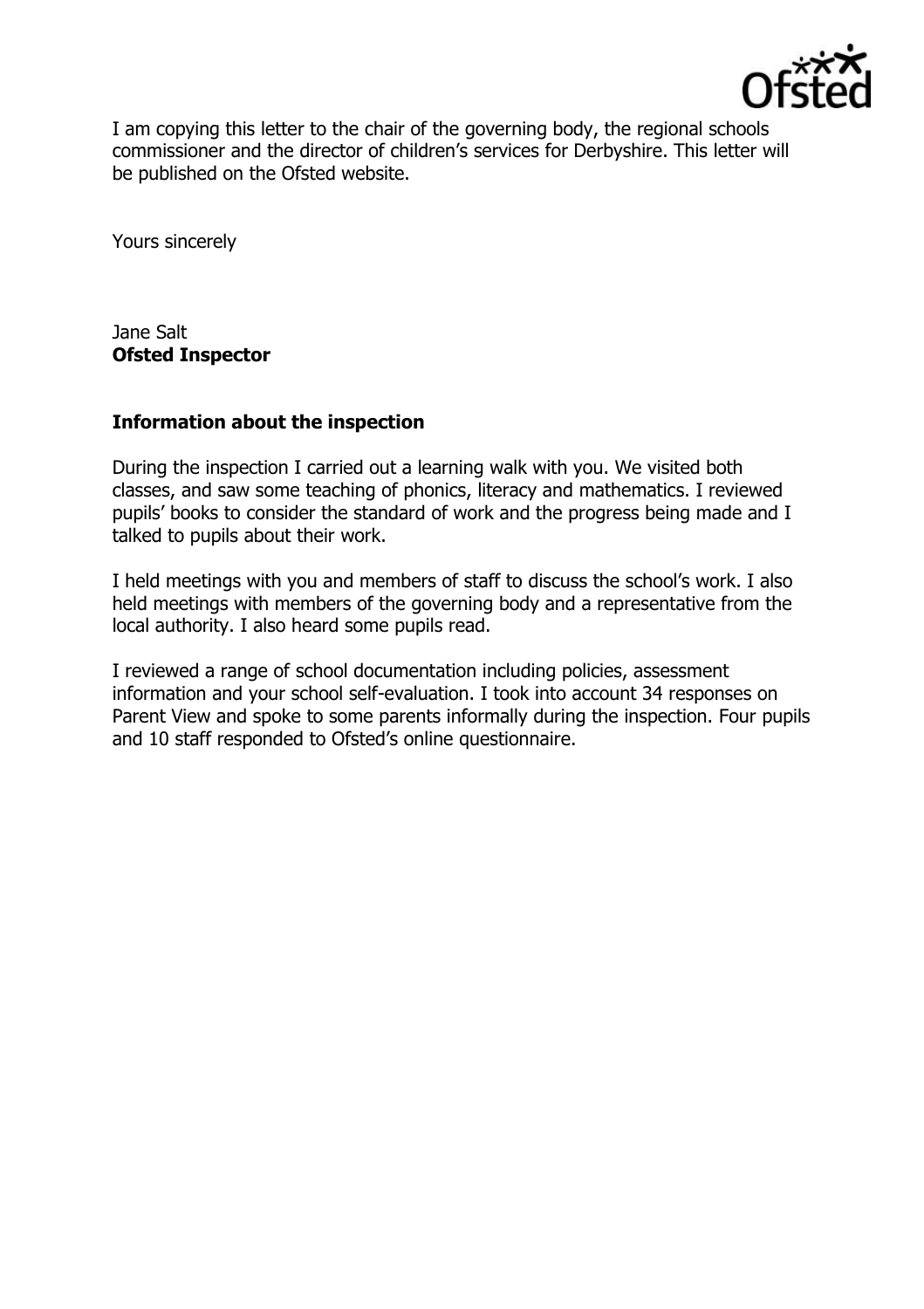I am copying this letter to the chair of the governing body, the regional schools commissioner and the director of children's services for Derbyshire. This letter will be published on the Ofsted website.

Yours sincerely

Jane Salt
**Ofsted Inspector**

## Information about the inspection

During the inspection I carried out a learning walk with you. We visited both classes, and saw some teaching of phonics, literacy and mathematics. I reviewed pupils' books to consider the standard of work and the progress being made and I talked to pupils about their work.

I held meetings with you and members of staff to discuss the school's work. I also held meetings with members of the governing body and a representative from the local authority. I also heard some pupils read.

I reviewed a range of school documentation including policies, assessment information and your school self-evaluation. I took into account 34 responses on Parent View and spoke to some parents informally during the inspection. Four pupils and 10 staff responded to Ofsted's online questionnaire.